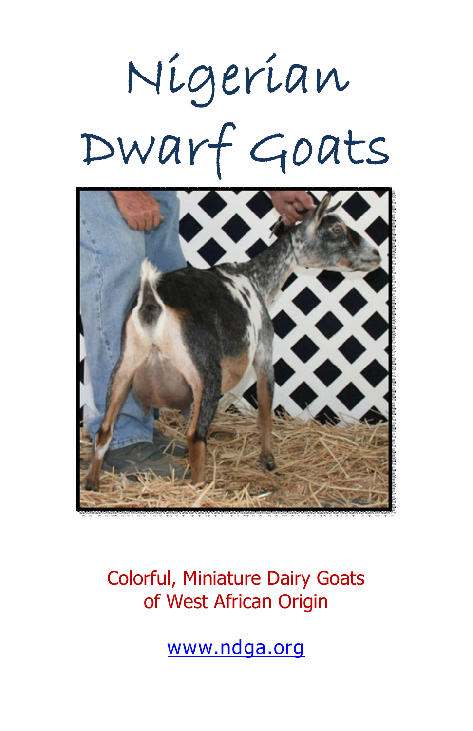# Nigerian Dwarf Goats

Colorful, Miniature Dairy Goats of West African Origin

www.ndga.org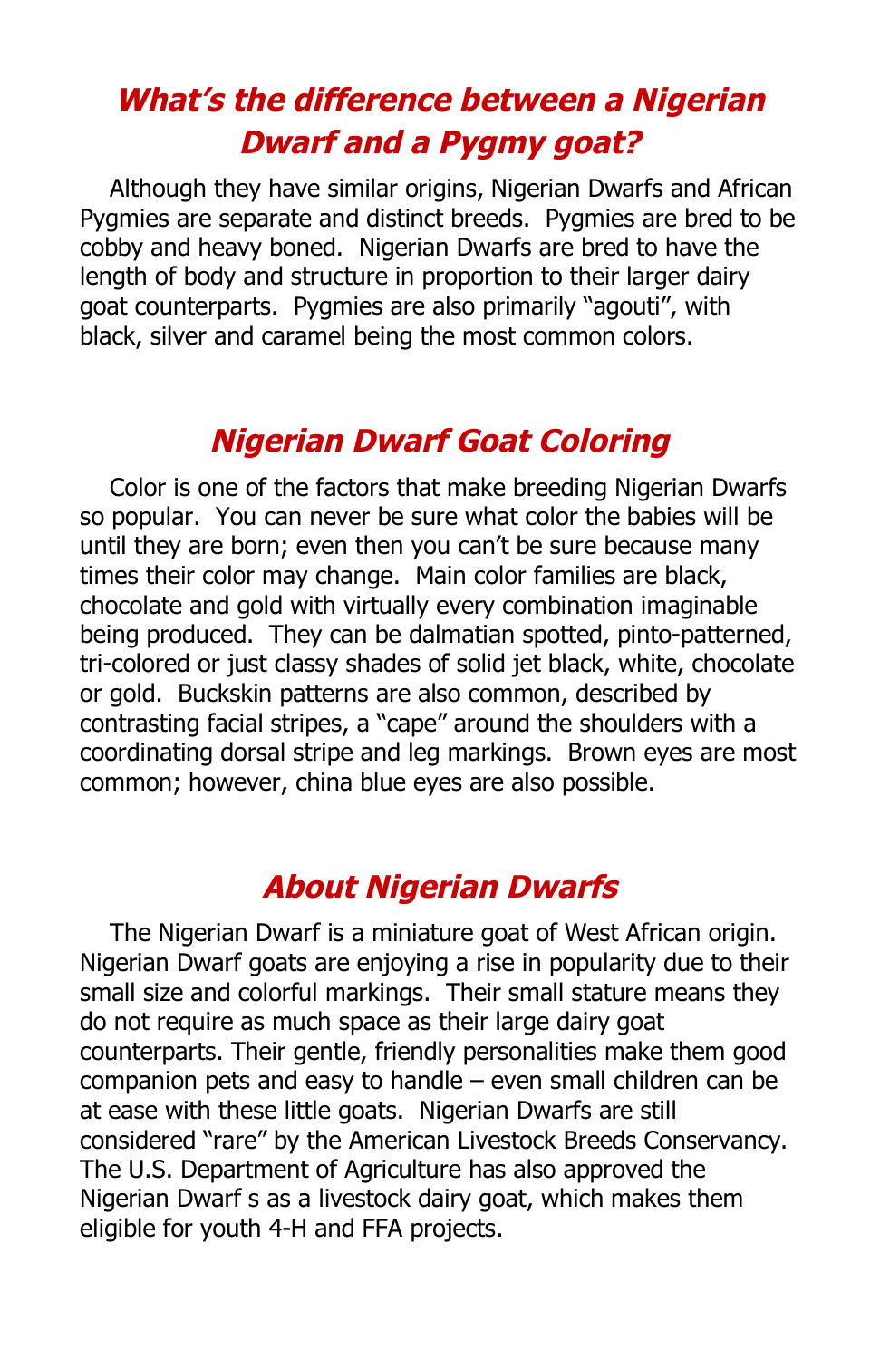## *What's the difference between a Nigerian Dwarf and a Pygmy goat?*

Although they have similar origins, Nigerian Dwarfs and African Pygmies are separate and distinct breeds. Pygmies are bred to be cobby and heavy boned. Nigerian Dwarfs are bred to have the length of body and structure in proportion to their larger dairy goat counterparts. Pygmies are also primarily "agouti", with black, silver and caramel being the most common colors.

## *Nigerian Dwarf Goat Coloring*

Color is one of the factors that make breeding Nigerian Dwarfs so popular. You can never be sure what color the babies will be until they are born; even then you can't be sure because many times their color may change. Main color families are black, chocolate and gold with virtually every combination imaginable being produced. They can be dalmatian spotted, pinto-patterned, tri-colored or just classy shades of solid jet black, white, chocolate or gold. Buckskin patterns are also common, described by contrasting facial stripes, a "cape" around the shoulders with a coordinating dorsal stripe and leg markings. Brown eyes are most common; however, china blue eyes are also possible.

## *About Nigerian Dwarfs*

The Nigerian Dwarf is a miniature goat of West African origin. Nigerian Dwarf goats are enjoying a rise in popularity due to their small size and colorful markings. Their small stature means they do not require as much space as their large dairy goat counterparts. Their gentle, friendly personalities make them good companion pets and easy to handle – even small children can be at ease with these little goats. Nigerian Dwarfs are still considered "rare" by the American Livestock Breeds Conservancy. The U.S. Department of Agriculture has also approved the Nigerian Dwarf s as a livestock dairy goat, which makes them eligible for youth 4-H and FFA projects.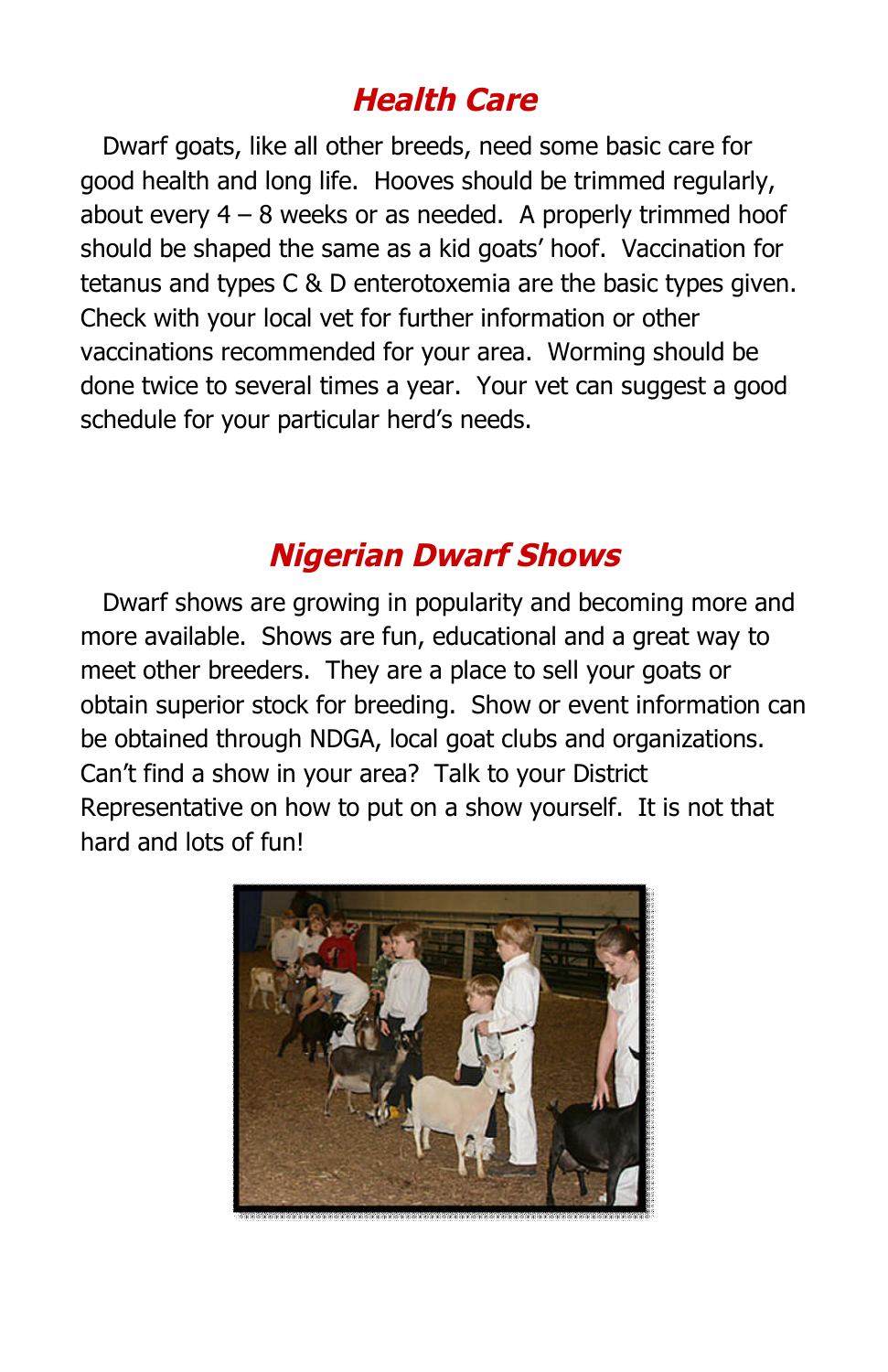## Health Care

Dwarf goats, like all other breeds, need some basic care for good health and long life. Hooves should be trimmed regularly, about every 4 – 8 weeks or as needed. A properly trimmed hoof should be shaped the same as a kid goats' hoof. Vaccination for tetanus and types C & D enterotoxemia are the basic types given. Check with your local vet for further information or other vaccinations recommended for your area. Worming should be done twice to several times a year. Your vet can suggest a good schedule for your particular herd's needs.

## Nigerian Dwarf Shows

Dwarf shows are growing in popularity and becoming more and more available. Shows are fun, educational and a great way to meet other breeders. They are a place to sell your goats or obtain superior stock for breeding. Show or event information can be obtained through NDGA, local goat clubs and organizations. Can't find a show in your area? Talk to your District Representative on how to put on a show yourself. It is not that hard and lots of fun!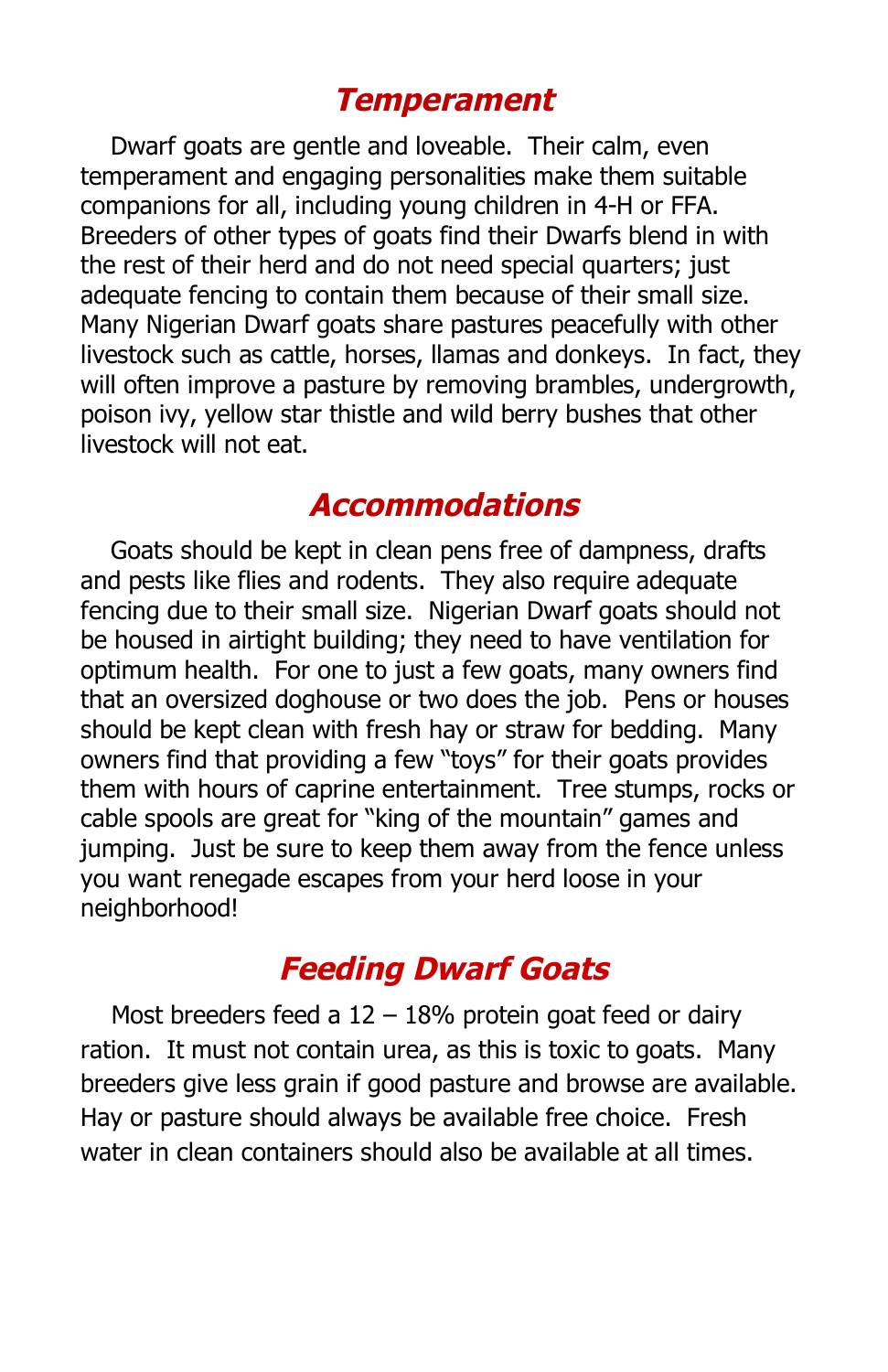## *Temperament*

Dwarf goats are gentle and loveable. Their calm, even temperament and engaging personalities make them suitable companions for all, including young children in 4-H or FFA. Breeders of other types of goats find their Dwarfs blend in with the rest of their herd and do not need special quarters; just adequate fencing to contain them because of their small size. Many Nigerian Dwarf goats share pastures peacefully with other livestock such as cattle, horses, llamas and donkeys. In fact, they will often improve a pasture by removing brambles, undergrowth, poison ivy, yellow star thistle and wild berry bushes that other livestock will not eat.

## *Accommodations*

Goats should be kept in clean pens free of dampness, drafts and pests like flies and rodents. They also require adequate fencing due to their small size. Nigerian Dwarf goats should not be housed in airtight building; they need to have ventilation for optimum health. For one to just a few goats, many owners find that an oversized doghouse or two does the job. Pens or houses should be kept clean with fresh hay or straw for bedding. Many owners find that providing a few "toys" for their goats provides them with hours of caprine entertainment. Tree stumps, rocks or cable spools are great for "king of the mountain" games and jumping. Just be sure to keep them away from the fence unless you want renegade escapes from your herd loose in your neighborhood!

## *Feeding Dwarf Goats*

Most breeders feed a 12 – 18% protein goat feed or dairy ration. It must not contain urea, as this is toxic to goats. Many breeders give less grain if good pasture and browse are available. Hay or pasture should always be available free choice. Fresh water in clean containers should also be available at all times.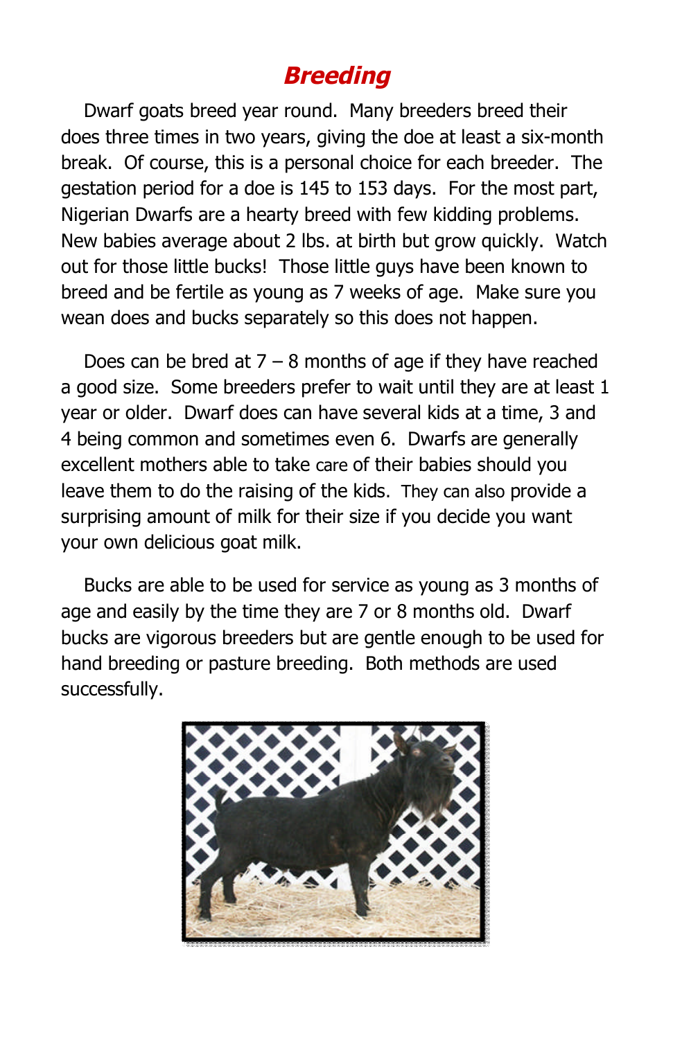# Breeding

Dwarf goats breed year round. Many breeders breed their does three times in two years, giving the doe at least a six-month break. Of course, this is a personal choice for each breeder. The gestation period for a doe is 145 to 153 days. For the most part, Nigerian Dwarfs are a hearty breed with few kidding problems. New babies average about 2 lbs. at birth but grow quickly. Watch out for those little bucks! Those little guys have been known to breed and be fertile as young as 7 weeks of age. Make sure you wean does and bucks separately so this does not happen.

Does can be bred at 7 – 8 months of age if they have reached a good size. Some breeders prefer to wait until they are at least 1 year or older. Dwarf does can have several kids at a time, 3 and 4 being common and sometimes even 6. Dwarfs are generally excellent mothers able to take care of their babies should you leave them to do the raising of the kids. They can also provide a surprising amount of milk for their size if you decide you want your own delicious goat milk.

Bucks are able to be used for service as young as 3 months of age and easily by the time they are 7 or 8 months old. Dwarf bucks are vigorous breeders but are gentle enough to be used for hand breeding or pasture breeding. Both methods are used successfully.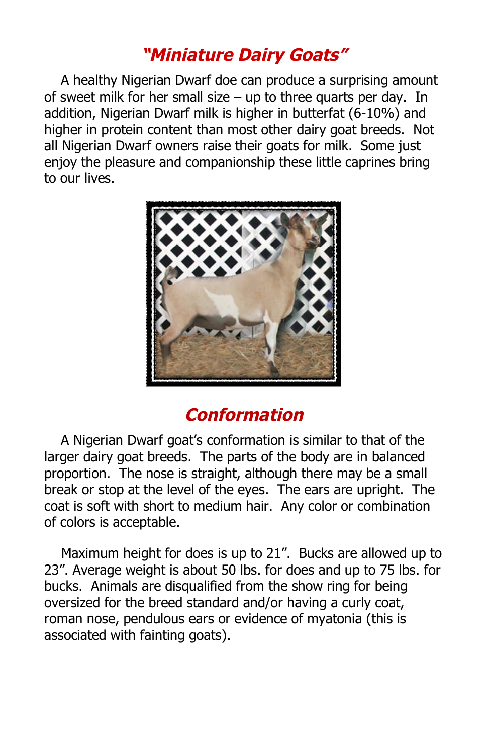## *"Miniature Dairy Goats"*

A healthy Nigerian Dwarf doe can produce a surprising amount of sweet milk for her small size – up to three quarts per day. In addition, Nigerian Dwarf milk is higher in butterfat (6-10%) and higher in protein content than most other dairy goat breeds. Not all Nigerian Dwarf owners raise their goats for milk. Some just enjoy the pleasure and companionship these little caprines bring to our lives.

## *Conformation*

A Nigerian Dwarf goat's conformation is similar to that of the larger dairy goat breeds. The parts of the body are in balanced proportion. The nose is straight, although there may be a small break or stop at the level of the eyes. The ears are upright. The coat is soft with short to medium hair. Any color or combination of colors is acceptable.

Maximum height for does is up to 21". Bucks are allowed up to 23". Average weight is about 50 lbs. for does and up to 75 lbs. for bucks. Animals are disqualified from the show ring for being oversized for the breed standard and/or having a curly coat, roman nose, pendulous ears or evidence of myatonia (this is associated with fainting goats).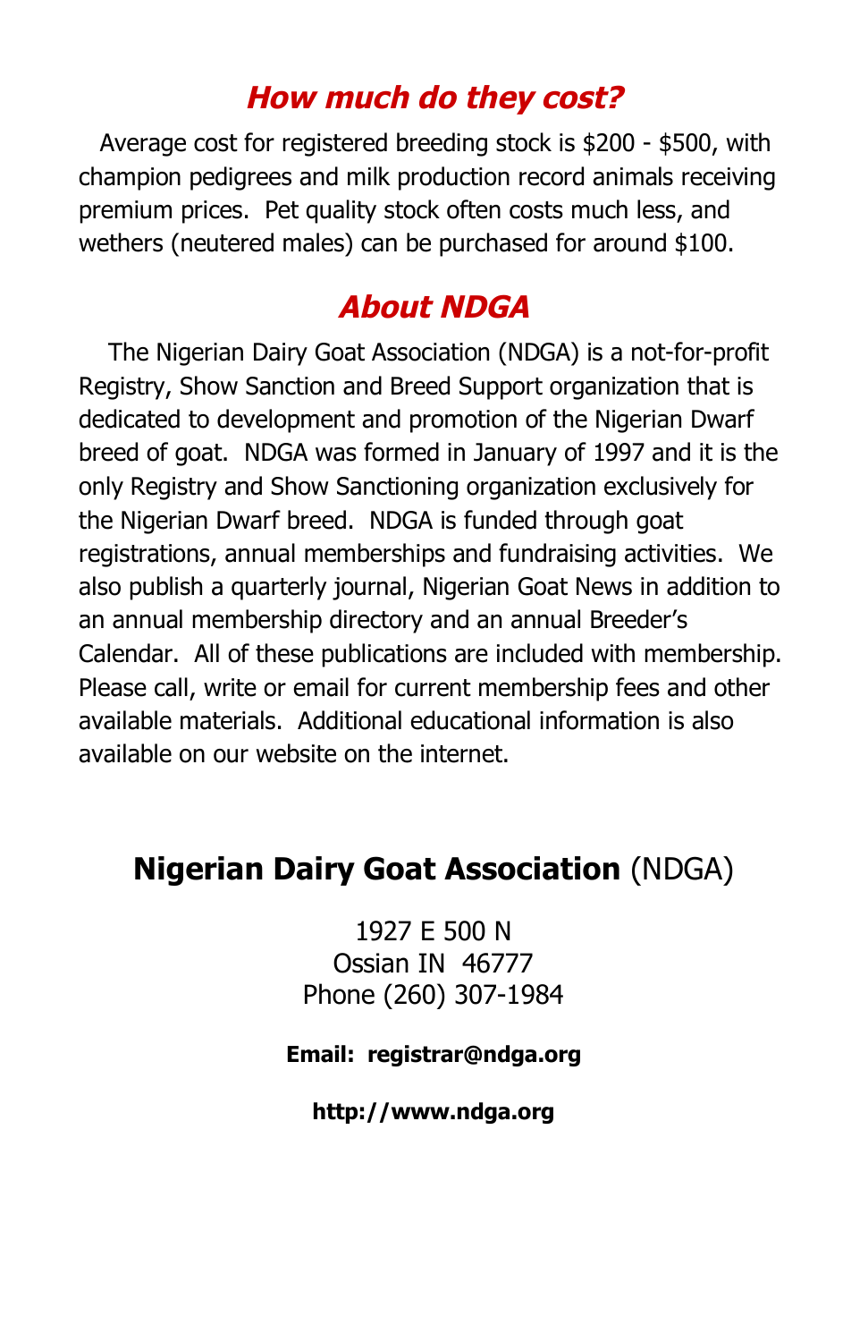## *How much do they cost?*

Average cost for registered breeding stock is $200 - $500, with champion pedigrees and milk production record animals receiving premium prices. Pet quality stock often costs much less, and wethers (neutered males) can be purchased for around $100.

## *About NDGA*

The Nigerian Dairy Goat Association (NDGA) is a not-for-profit Registry, Show Sanction and Breed Support organization that is dedicated to development and promotion of the Nigerian Dwarf breed of goat. NDGA was formed in January of 1997 and it is the only Registry and Show Sanctioning organization exclusively for the Nigerian Dwarf breed. NDGA is funded through goat registrations, annual memberships and fundraising activities. We also publish a quarterly journal, Nigerian Goat News in addition to an annual membership directory and an annual Breeder's Calendar. All of these publications are included with membership. Please call, write or email for current membership fees and other available materials. Additional educational information is also available on our website on the internet.

## **Nigerian Dairy Goat Association** (NDGA)

1927 E 500 N
Ossian IN 46777
Phone (260) 307-1984

**Email: registrar@ndga.org**

**http://www.ndga.org**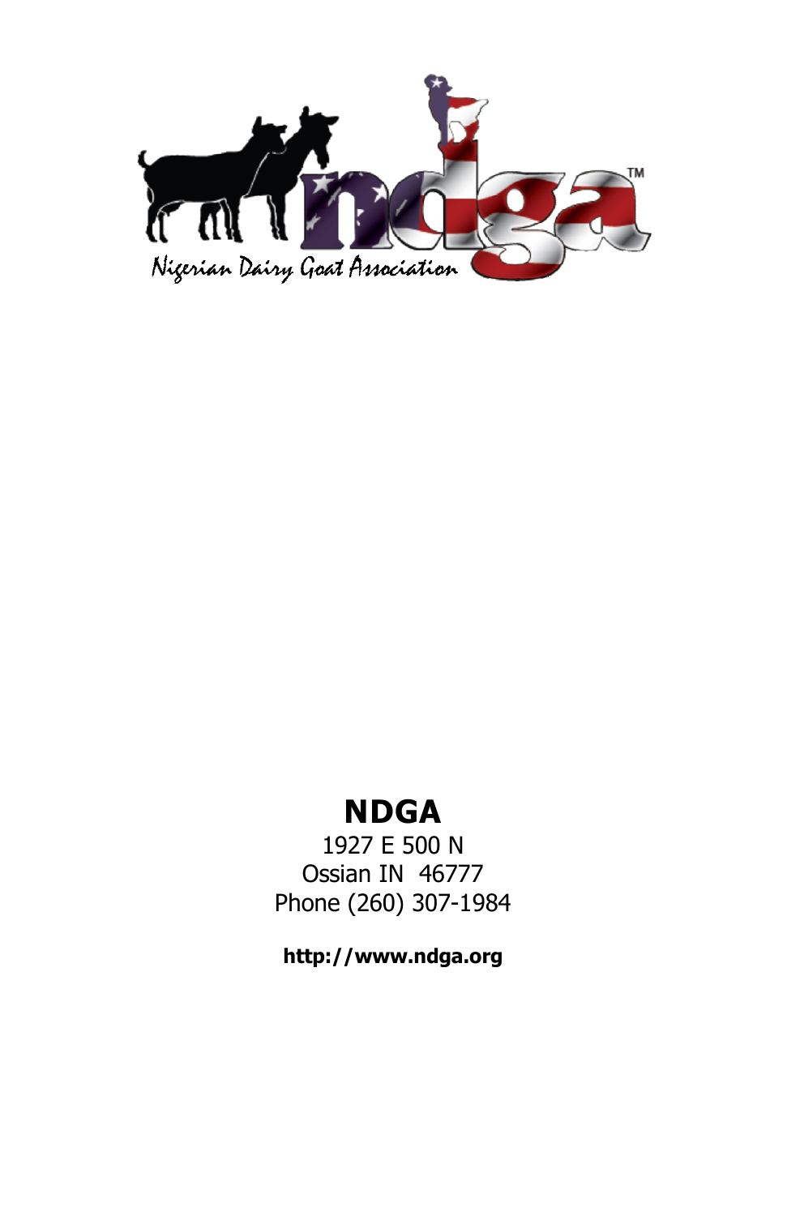Nigerian Dairy Goat Association

**NDGA**

1927 E 500 N
Ossian IN 46777
Phone (260) 307-1984

**http://www.ndga.org**